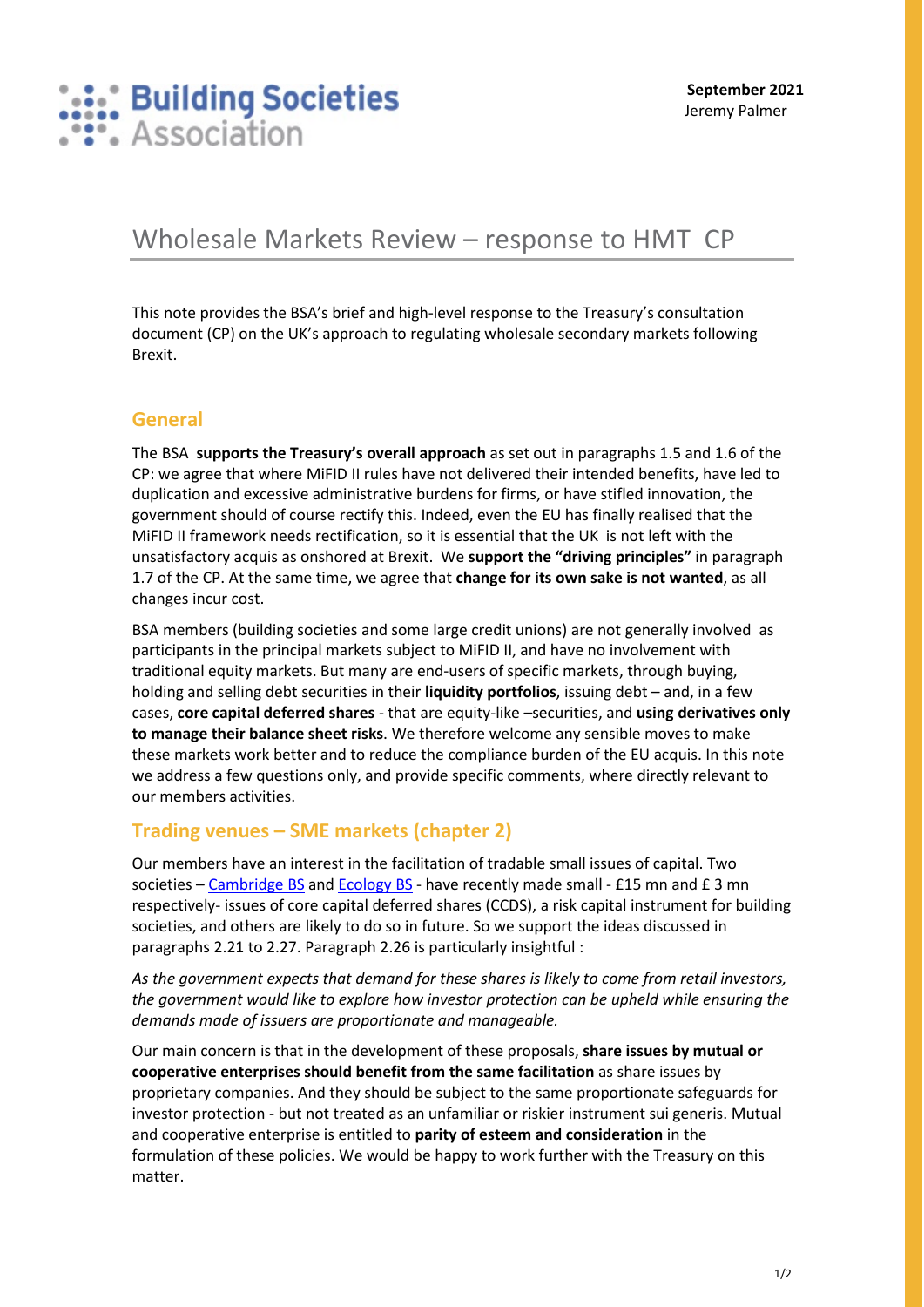Building Societies Association

**September 2021**
Jeremy Palmer

# Wholesale Markets Review – response to HMT CP

This note provides the BSA's brief and high-level response to the Treasury's consultation document (CP) on the UK's approach to regulating wholesale secondary markets following Brexit.

## General

The BSA **supports the Treasury's overall approach** as set out in paragraphs 1.5 and 1.6 of the CP: we agree that where MiFID II rules have not delivered their intended benefits, have led to duplication and excessive administrative burdens for firms, or have stifled innovation, the government should of course rectify this. Indeed, even the EU has finally realised that the MiFID II framework needs rectification, so it is essential that the UK is not left with the unsatisfactory acquis as onshored at Brexit. We **support the "driving principles"** in paragraph 1.7 of the CP. At the same time, we agree that **change for its own sake is not wanted**, as all changes incur cost.

BSA members (building societies and some large credit unions) are not generally involved as participants in the principal markets subject to MiFID II, and have no involvement with traditional equity markets. But many are end-users of specific markets, through buying, holding and selling debt securities in their **liquidity portfolios**, issuing debt – and, in a few cases, **core capital deferred shares** - that are equity-like –securities, and **using derivatives only to manage their balance sheet risks**. We therefore welcome any sensible moves to make these markets work better and to reduce the compliance burden of the EU acquis. In this note we address a few questions only, and provide specific comments, where directly relevant to our members activities.

## Trading venues – SME markets (chapter 2)

Our members have an interest in the facilitation of tradable small issues of capital. Two societies – Cambridge BS and Ecology BS - have recently made small - £15 mn and £ 3 mn respectively- issues of core capital deferred shares (CCDS), a risk capital instrument for building societies, and others are likely to do so in future. So we support the ideas discussed in paragraphs 2.21 to 2.27. Paragraph 2.26 is particularly insightful :

*As the government expects that demand for these shares is likely to come from retail investors, the government would like to explore how investor protection can be upheld while ensuring the demands made of issuers are proportionate and manageable.*

Our main concern is that in the development of these proposals, **share issues by mutual or cooperative enterprises should benefit from the same facilitation** as share issues by proprietary companies. And they should be subject to the same proportionate safeguards for investor protection - but not treated as an unfamiliar or riskier instrument sui generis. Mutual and cooperative enterprise is entitled to **parity of esteem and consideration** in the formulation of these policies. We would be happy to work further with the Treasury on this matter.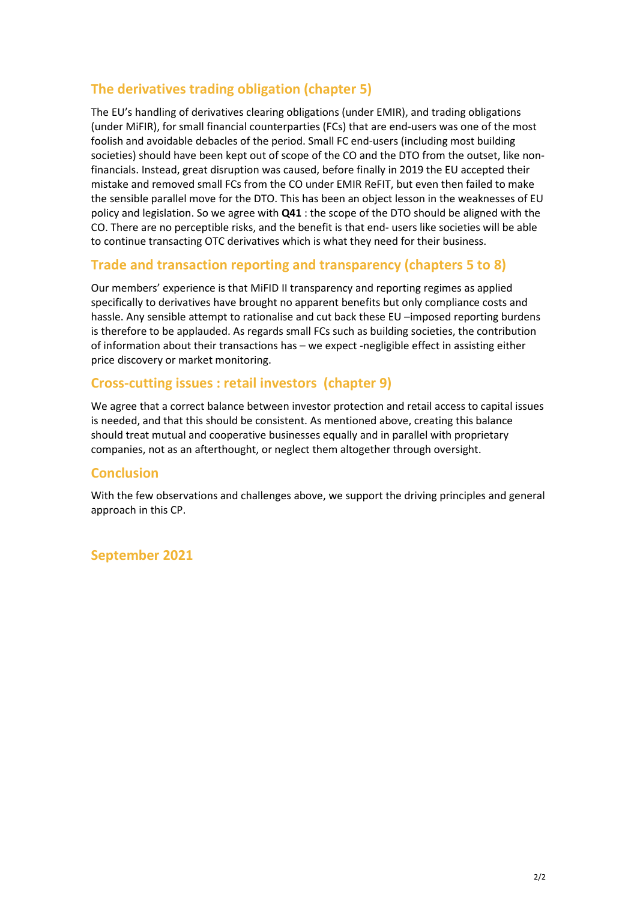## The derivatives trading obligation (chapter 5)

The EU's handling of derivatives clearing obligations (under EMIR), and trading obligations (under MiFIR), for small financial counterparties (FCs) that are end-users was one of the most foolish and avoidable debacles of the period. Small FC end-users (including most building societies) should have been kept out of scope of the CO and the DTO from the outset, like non-financials. Instead, great disruption was caused, before finally in 2019 the EU accepted their mistake and removed small FCs from the CO under EMIR ReFIT, but even then failed to make the sensible parallel move for the DTO. This has been an object lesson in the weaknesses of EU policy and legislation. So we agree with **Q41** : the scope of the DTO should be aligned with the CO. There are no perceptible risks, and the benefit is that end- users like societies will be able to continue transacting OTC derivatives which is what they need for their business.

## Trade and transaction reporting and transparency (chapters 5 to 8)

Our members' experience is that MiFID II transparency and reporting regimes as applied specifically to derivatives have brought no apparent benefits but only compliance costs and hassle. Any sensible attempt to rationalise and cut back these EU –imposed reporting burdens is therefore to be applauded. As regards small FCs such as building societies, the contribution of information about their transactions has – we expect -negligible effect in assisting either price discovery or market monitoring.

## Cross-cutting issues : retail investors (chapter 9)

We agree that a correct balance between investor protection and retail access to capital issues is needed, and that this should be consistent. As mentioned above, creating this balance should treat mutual and cooperative businesses equally and in parallel with proprietary companies, not as an afterthought, or neglect them altogether through oversight.

## Conclusion

With the few observations and challenges above, we support the driving principles and general approach in this CP.

## September 2021